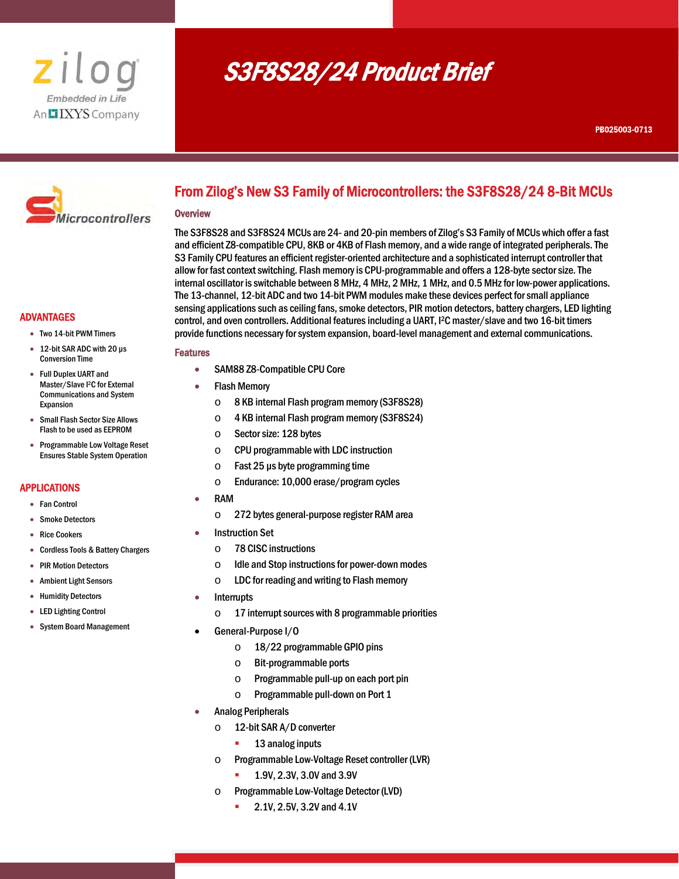# S3F8S28/24 Product Brief

PB025003-0713

## From Zilog's New S3 Family of Microcontrollers: the S3F8S28/24 8-Bit MCUs

### Overview

The S3F8S28 and S3F8S24 MCUs are 24- and 20-pin members of Zilog's S3 Family of MCUs which offer a fast and efficient Z8-compatible CPU, 8KB or 4KB of Flash memory, and a wide range of integrated peripherals. The S3 Family CPU features an efficient register-oriented architecture and a sophisticated interrupt controller that allow for fast context switching. Flash memory is CPU-programmable and offers a 128-byte sector size. The internal oscillator is switchable between 8 MHz, 4 MHz, 2 MHz, 1 MHz, and 0.5 MHz for low-power applications. The 13-channel, 12-bit ADC and two 14-bit PWM modules make these devices perfect for small appliance sensing applications such as ceiling fans, smoke detectors, PIR motion detectors, battery chargers, LED lighting control, and oven controllers. Additional features including a UART, I²C master/slave and two 16-bit timers provide functions necessary for system expansion, board-level management and external communications.

### Features

- SAM88 Z8-Compatible CPU Core
- Flash Memory
  - 8 KB internal Flash program memory (S3F8S28)
  - 4 KB internal Flash program memory (S3F8S24)
  - Sector size: 128 bytes
  - CPU programmable with LDC instruction
  - Fast 25 µs byte programming time
  - Endurance: 10,000 erase/program cycles
- RAM
  - 272 bytes general-purpose register RAM area
- Instruction Set
  - 78 CISC instructions
  - Idle and Stop instructions for power-down modes
  - LDC for reading and writing to Flash memory
- Interrupts
  - 17 interrupt sources with 8 programmable priorities
- General-Purpose I/O
  - 18/22 programmable GPIO pins
  - Bit-programmable ports
  - Programmable pull-up on each port pin
  - Programmable pull-down on Port 1
- Analog Peripherals
  - 12-bit SAR A/D converter
    - 13 analog inputs
  - Programmable Low-Voltage Reset controller (LVR)
    - 1.9V, 2.3V, 3.0V and 3.9V
  - Programmable Low-Voltage Detector (LVD)
    - 2.1V, 2.5V, 3.2V and 4.1V

### ADVANTAGES

- Two 14-bit PWM Timers
- 12-bit SAR ADC with 20 µs Conversion Time
- Full Duplex UART and Master/Slave I²C for External Communications and System Expansion
- Small Flash Sector Size Allows Flash to be used as EEPROM
- Programmable Low Voltage Reset Ensures Stable System Operation

### APPLICATIONS

- Fan Control
- Smoke Detectors
- Rice Cookers
- Cordless Tools & Battery Chargers
- PIR Motion Detectors
- Ambient Light Sensors
- Humidity Detectors
- LED Lighting Control
- System Board Management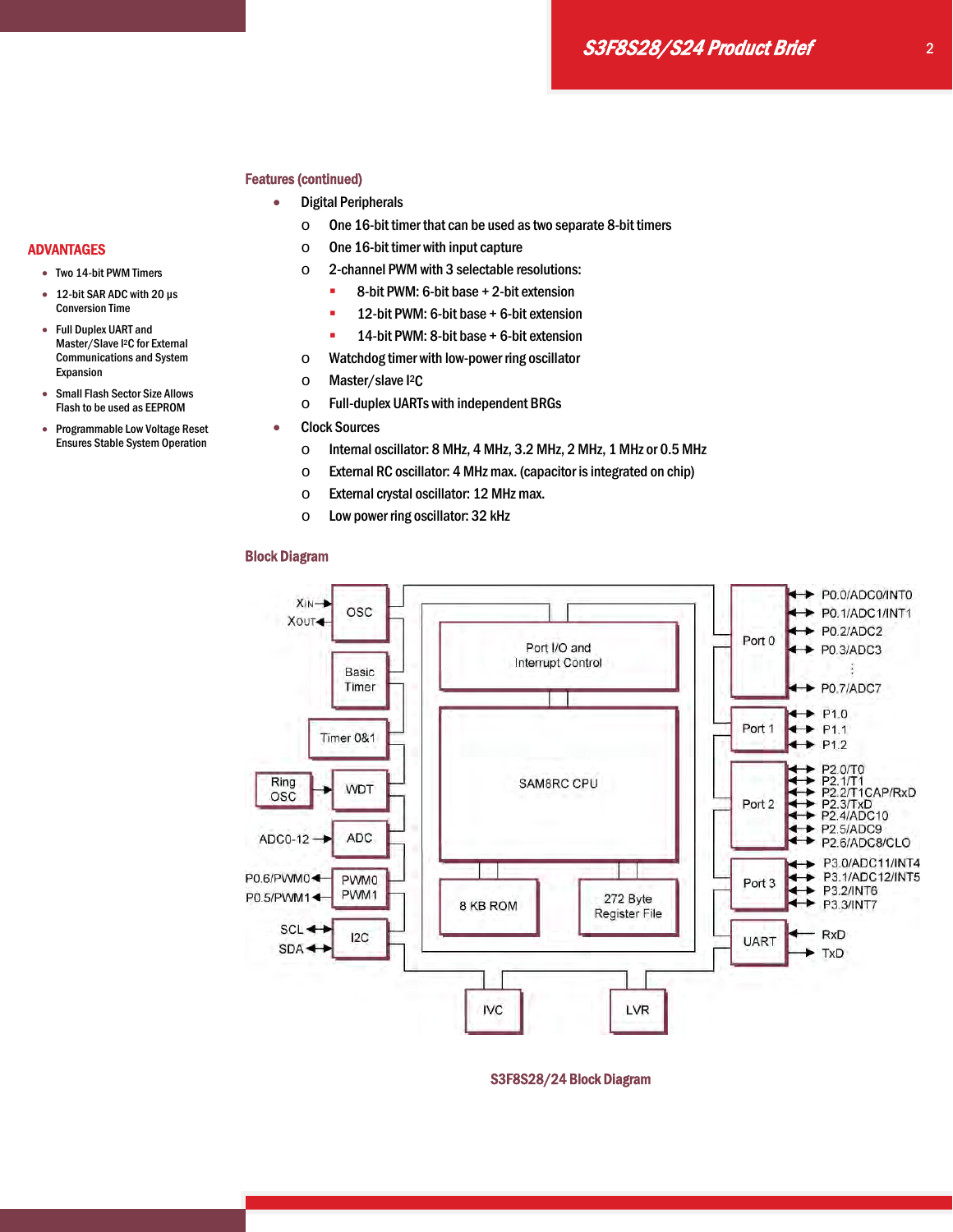## Features (continued)

- Digital Peripherals
  - One 16-bit timer that can be used as two separate 8-bit timers
  - One 16-bit timer with input capture
  - 2-channel PWM with 3 selectable resolutions:
    - 8-bit PWM: 6-bit base + 2-bit extension
    - 12-bit PWM: 6-bit base + 6-bit extension
    - 14-bit PWM: 8-bit base + 6-bit extension
  - Watchdog timer with low-power ring oscillator
  - Master/slave I²C
  - Full-duplex UARTs with independent BRGs
- Clock Sources
  - Internal oscillator: 8 MHz, 4 MHz, 3.2 MHz, 2 MHz, 1 MHz or 0.5 MHz
  - External RC oscillator: 4 MHz max. (capacitor is integrated on chip)
  - External crystal oscillator: 12 MHz max.
  - Low power ring oscillator: 32 kHz

## ADVANTAGES

- Two 14-bit PWM Timers
- 12-bit SAR ADC with 20 µs Conversion Time
- Full Duplex UART and Master/Slave I²C for External Communications and System Expansion
- Small Flash Sector Size Allows Flash to be used as EEPROM
- Programmable Low Voltage Reset Ensures Stable System Operation

## Block Diagram

S3F8S28/24 Block Diagram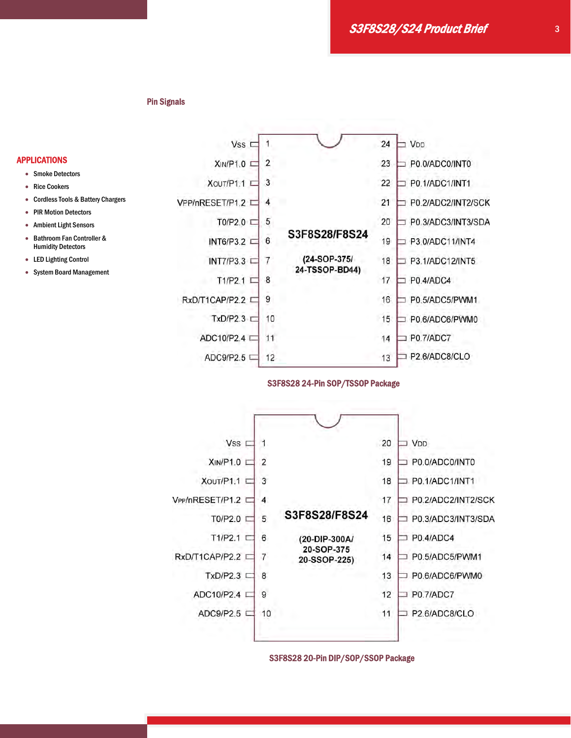## APPLICATIONS

- Smoke Detectors
- Rice Cookers
- Cordless Tools & Battery Chargers
- PIR Motion Detectors
- Ambient Light Sensors
- Bathroom Fan Controller & Humidity Detectors
- LED Lighting Control
- System Board Management

## Pin Signals

**S3F8S28/F8S24 (24-SOP-375/24-TSSOP-BD44)**

| Signal | Pin | Pin | Signal |
|---|---|---|---|
| VSS | 1 | 24 | VDD |
| XIN/P1.0 | 2 | 23 | P0.0/ADC0/INT0 |
| XOUT/P1.1 | 3 | 22 | P0.1/ADC1/INT1 |
| VPP/nRESET/P1.2 | 4 | 21 | P0.2/ADC2/INT2/SCK |
| T0/P2.0 | 5 | 20 | P0.3/ADC3/INT3/SDA |
| INT6/P3.2 | 6 | 19 | P3.0/ADC11/INT4 |
| INT7/P3.3 | 7 | 18 | P3.1/ADC12/INT5 |
| T1/P2.1 | 8 | 17 | P0.4/ADC4 |
| RxD/T1CAP/P2.2 | 9 | 16 | P0.5/ADC5/PWM1 |
| TxD/P2.3 | 10 | 15 | P0.6/ADC6/PWM0 |
| ADC10/P2.4 | 11 | 14 | P0.7/ADC7 |
| ADC9/P2.5 | 12 | 13 | P2.6/ADC8/CLO |

S3F8S28 24-Pin SOP/TSSOP Package

**S3F8S28/F8S24 (20-DIP-300A/20-SOP-375 20-SSOP-225)**

| Signal | Pin | Pin | Signal |
|---|---|---|---|
| VSS | 1 | 20 | VDD |
| XIN/P1.0 | 2 | 19 | P0.0/ADC0/INT0 |
| XOUT/P1.1 | 3 | 18 | P0.1/ADC1/INT1 |
| VPP/nRESET/P1.2 | 4 | 17 | P0.2/ADC2/INT2/SCK |
| T0/P2.0 | 5 | 16 | P0.3/ADC3/INT3/SDA |
| T1/P2.1 | 6 | 15 | P0.4/ADC4 |
| RxD/T1CAP/P2.2 | 7 | 14 | P0.5/ADC5/PWM1 |
| TxD/P2.3 | 8 | 13 | P0.6/ADC6/PWM0 |
| ADC10/P2.4 | 9 | 12 | P0.7/ADC7 |
| ADC9/P2.5 | 10 | 11 | P2.6/ADC8/CLO |

S3F8S28 20-Pin DIP/SOP/SSOP Package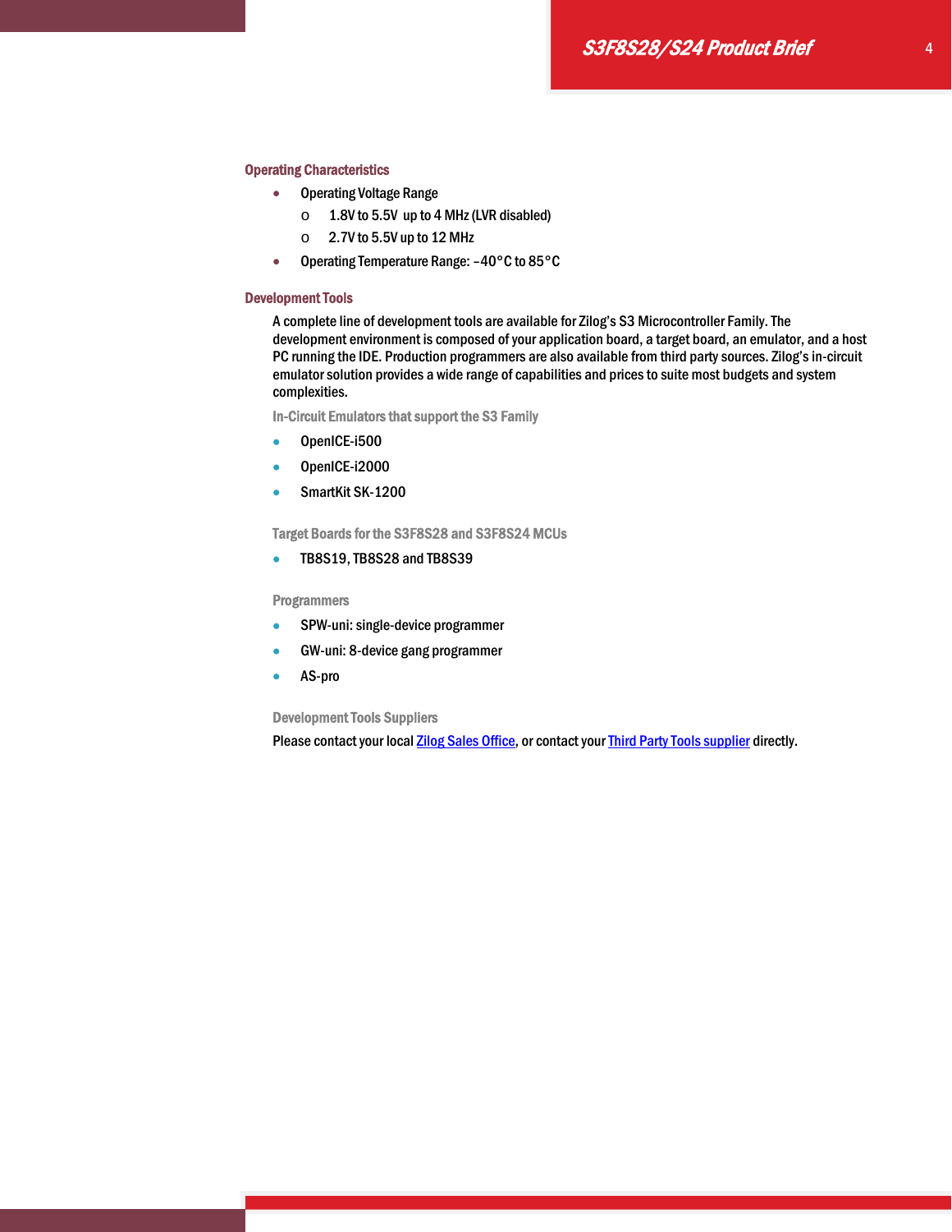## Operating Characteristics

- Operating Voltage Range
  - 1.8V to 5.5V up to 4 MHz (LVR disabled)
  - 2.7V to 5.5V up to 12 MHz
- Operating Temperature Range: –40°C to 85°C

## Development Tools

A complete line of development tools are available for Zilog's S3 Microcontroller Family. The development environment is composed of your application board, a target board, an emulator, and a host PC running the IDE. Production programmers are also available from third party sources. Zilog's in-circuit emulator solution provides a wide range of capabilities and prices to suite most budgets and system complexities.

### In-Circuit Emulators that support the S3 Family

- OpenICE-i500
- OpenICE-i2000
- SmartKit SK-1200

### Target Boards for the S3F8S28 and S3F8S24 MCUs

- TB8S19, TB8S28 and TB8S39

### Programmers

- SPW-uni: single-device programmer
- GW-uni: 8-device gang programmer
- AS-pro

### Development Tools Suppliers

Please contact your local Zilog Sales Office, or contact your Third Party Tools supplier directly.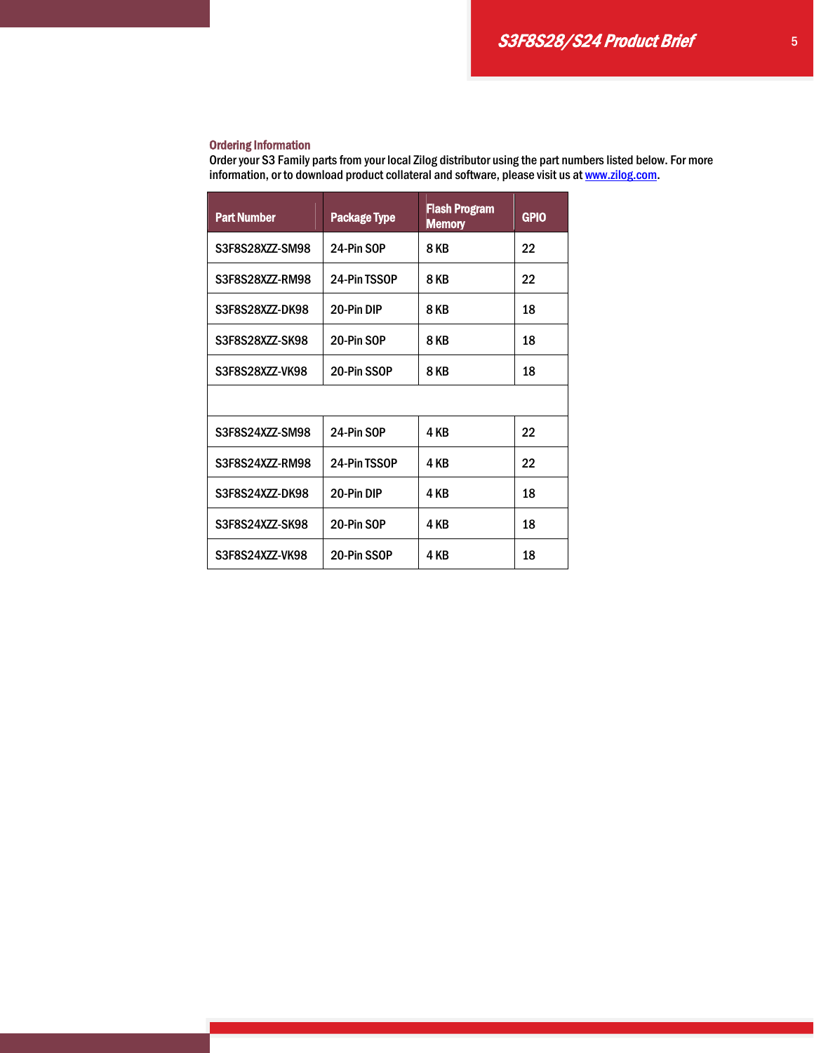## Ordering Information

Order your S3 Family parts from your local Zilog distributor using the part numbers listed below. For more information, or to download product collateral and software, please visit us at www.zilog.com.

| Part Number | Package Type | Flash Program Memory | GPIO |
|---|---|---|---|
| S3F8S28XZZ-SM98 | 24-Pin SOP | 8 KB | 22 |
| S3F8S28XZZ-RM98 | 24-Pin TSSOP | 8 KB | 22 |
| S3F8S28XZZ-DK98 | 20-Pin DIP | 8 KB | 18 |
| S3F8S28XZZ-SK98 | 20-Pin SOP | 8 KB | 18 |
| S3F8S28XZZ-VK98 | 20-Pin SSOP | 8 KB | 18 |
| | | | |
| S3F8S24XZZ-SM98 | 24-Pin SOP | 4 KB | 22 |
| S3F8S24XZZ-RM98 | 24-Pin TSSOP | 4 KB | 22 |
| S3F8S24XZZ-DK98 | 20-Pin DIP | 4 KB | 18 |
| S3F8S24XZZ-SK98 | 20-Pin SOP | 4 KB | 18 |
| S3F8S24XZZ-VK98 | 20-Pin SSOP | 4 KB | 18 |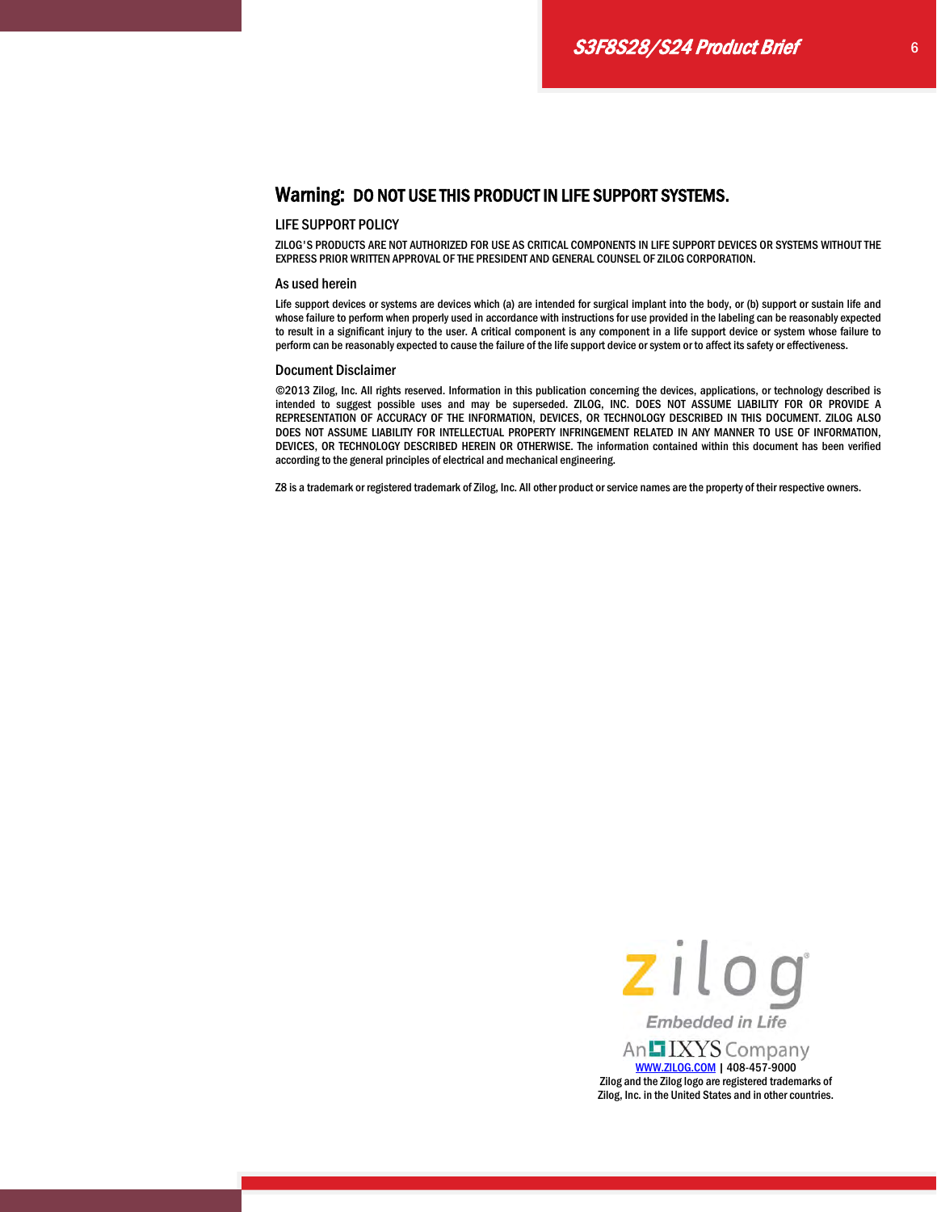## Warning: DO NOT USE THIS PRODUCT IN LIFE SUPPORT SYSTEMS.

### LIFE SUPPORT POLICY

ZILOG'S PRODUCTS ARE NOT AUTHORIZED FOR USE AS CRITICAL COMPONENTS IN LIFE SUPPORT DEVICES OR SYSTEMS WITHOUT THE EXPRESS PRIOR WRITTEN APPROVAL OF THE PRESIDENT AND GENERAL COUNSEL OF ZILOG CORPORATION.

### As used herein

Life support devices or systems are devices which (a) are intended for surgical implant into the body, or (b) support or sustain life and whose failure to perform when properly used in accordance with instructions for use provided in the labeling can be reasonably expected to result in a significant injury to the user. A critical component is any component in a life support device or system whose failure to perform can be reasonably expected to cause the failure of the life support device or system or to affect its safety or effectiveness.

### Document Disclaimer

©2013 Zilog, Inc. All rights reserved. Information in this publication concerning the devices, applications, or technology described is intended to suggest possible uses and may be superseded. ZILOG, INC. DOES NOT ASSUME LIABILITY FOR OR PROVIDE A REPRESENTATION OF ACCURACY OF THE INFORMATION, DEVICES, OR TECHNOLOGY DESCRIBED IN THIS DOCUMENT. ZILOG ALSO DOES NOT ASSUME LIABILITY FOR INTELLECTUAL PROPERTY INFRINGEMENT RELATED IN ANY MANNER TO USE OF INFORMATION, DEVICES, OR TECHNOLOGY DESCRIBED HEREIN OR OTHERWISE. The information contained within this document has been verified according to the general principles of electrical and mechanical engineering.

Z8 is a trademark or registered trademark of Zilog, Inc. All other product or service names are the property of their respective owners.

zilog
Embedded in Life
An IXYS Company

WWW.ZILOG.COM | 408-457-9000
Zilog and the Zilog logo are registered trademarks of Zilog, Inc. in the United States and in other countries.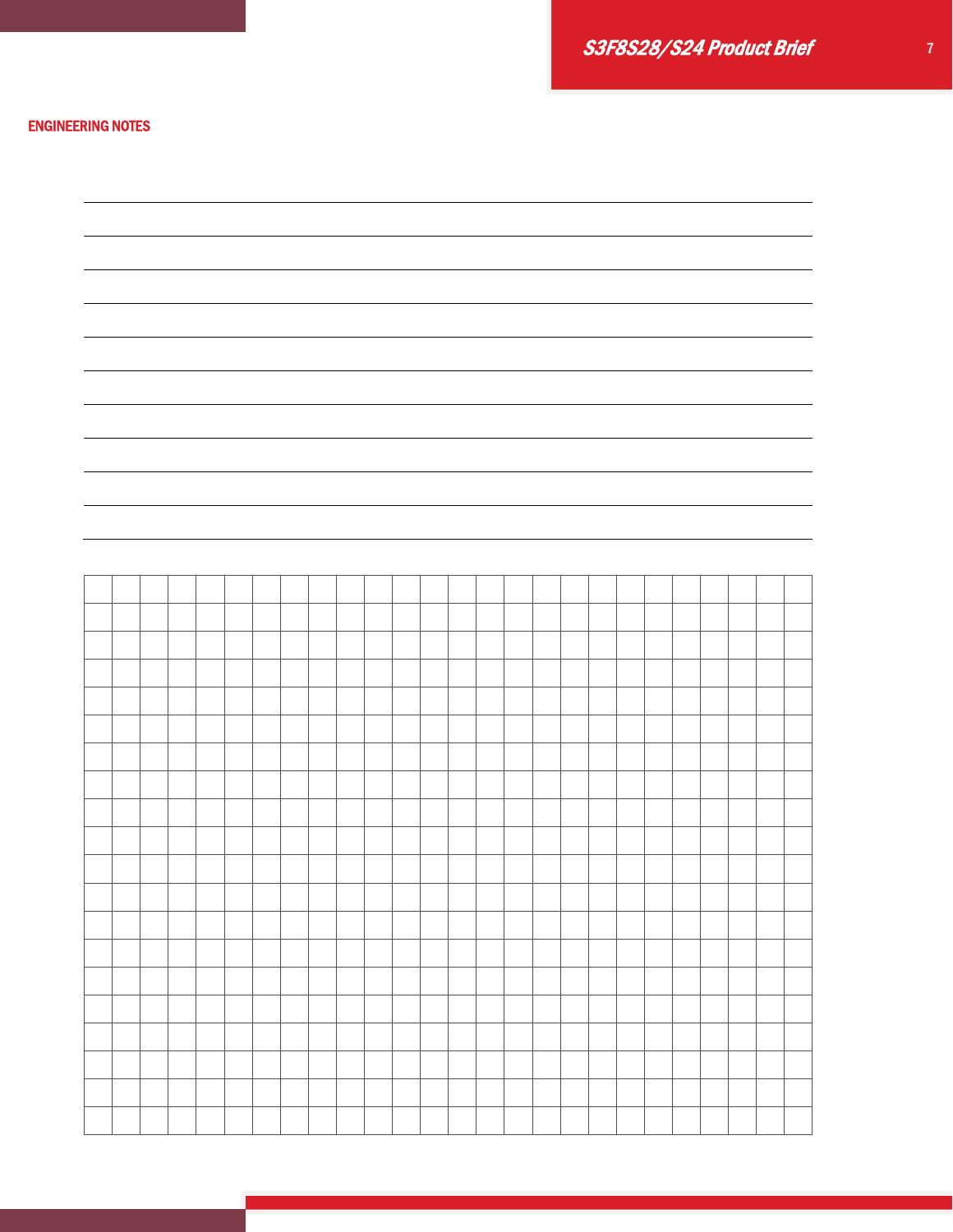## ENGINEERING NOTES